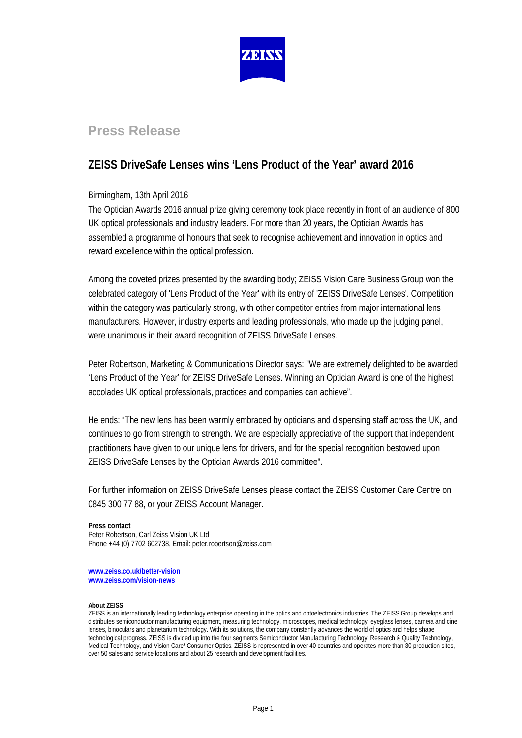# Press Release

## ZEISS DriveSafe Lenses wins 'Lens Product of the Year' award 2016

Birmingham, 13th April 2016

The Optician Awards 2016 annual prize giving ceremony took place recently in front of an audience of 800 UK optical professionals and industry leaders. For more than 20 years, the Optician Awards has assembled a programme of honours that seek to recognise achievement and innovation in optics and reward excellence within the optical profession.

Among the coveted prizes presented by the awarding body; ZEISS Vision Care Business Group won the celebrated category of 'Lens Product of the Year' with its entry of 'ZEISS DriveSafe Lenses'. Competition within the category was particularly strong, with other competitor entries from major international lens manufacturers. However, industry experts and leading professionals, who made up the judging panel, were unanimous in their award recognition of ZEISS DriveSafe Lenses.

Peter Robertson, Marketing & Communications Director says: "We are extremely delighted to be awarded 'Lens Product of the Year' for ZEISS DriveSafe Lenses. Winning an Optician Award is one of the highest accolades UK optical professionals, practices and companies can achieve".

He ends: "The new lens has been warmly embraced by opticians and dispensing staff across the UK, and continues to go from strength to strength. We are especially appreciative of the support that independent practitioners have given to our unique lens for drivers, and for the special recognition bestowed upon ZEISS DriveSafe Lenses by the Optician Awards 2016 committee".

For further information on ZEISS DriveSafe Lenses please contact the ZEISS Customer Care Centre on 0845 300 77 88, or your ZEISS Account Manager.

**Press contact**
Peter Robertson, Carl Zeiss Vision UK Ltd
Phone +44 (0) 7702 602738, Email: peter.robertson@zeiss.com

**www.zeiss.co.uk/better-vision**
**www.zeiss.com/vision-news**

**About ZEISS**
ZEISS is an internationally leading technology enterprise operating in the optics and optoelectronics industries. The ZEISS Group develops and distributes semiconductor manufacturing equipment, measuring technology, microscopes, medical technology, eyeglass lenses, camera and cine lenses, binoculars and planetarium technology. With its solutions, the company constantly advances the world of optics and helps shape technological progress. ZEISS is divided up into the four segments Semiconductor Manufacturing Technology, Research & Quality Technology, Medical Technology, and Vision Care/ Consumer Optics. ZEISS is represented in over 40 countries and operates more than 30 production sites, over 50 sales and service locations and about 25 research and development facilities.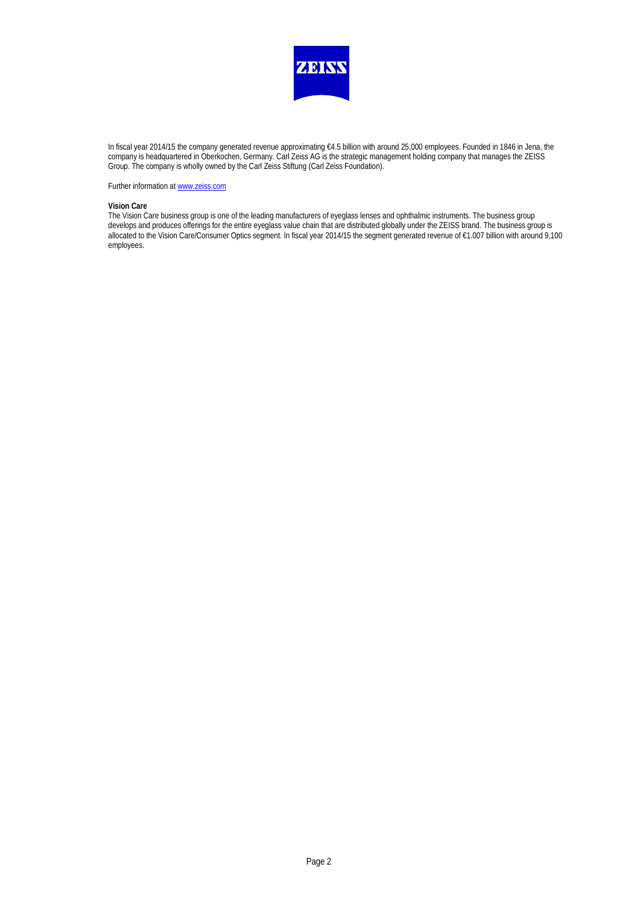In fiscal year 2014/15 the company generated revenue approximating €4.5 billion with around 25,000 employees. Founded in 1846 in Jena, the company is headquartered in Oberkochen, Germany. Carl Zeiss AG is the strategic management holding company that manages the ZEISS Group. The company is wholly owned by the Carl Zeiss Stiftung (Carl Zeiss Foundation).

Further information at [www.zeiss.com](http://www.zeiss.com)

**Vision Care**

The Vision Care business group is one of the leading manufacturers of eyeglass lenses and ophthalmic instruments. The business group develops and produces offerings for the entire eyeglass value chain that are distributed globally under the ZEISS brand. The business group is allocated to the Vision Care/Consumer Optics segment. In fiscal year 2014/15 the segment generated revenue of €1.007 billion with around 9,100 employees.